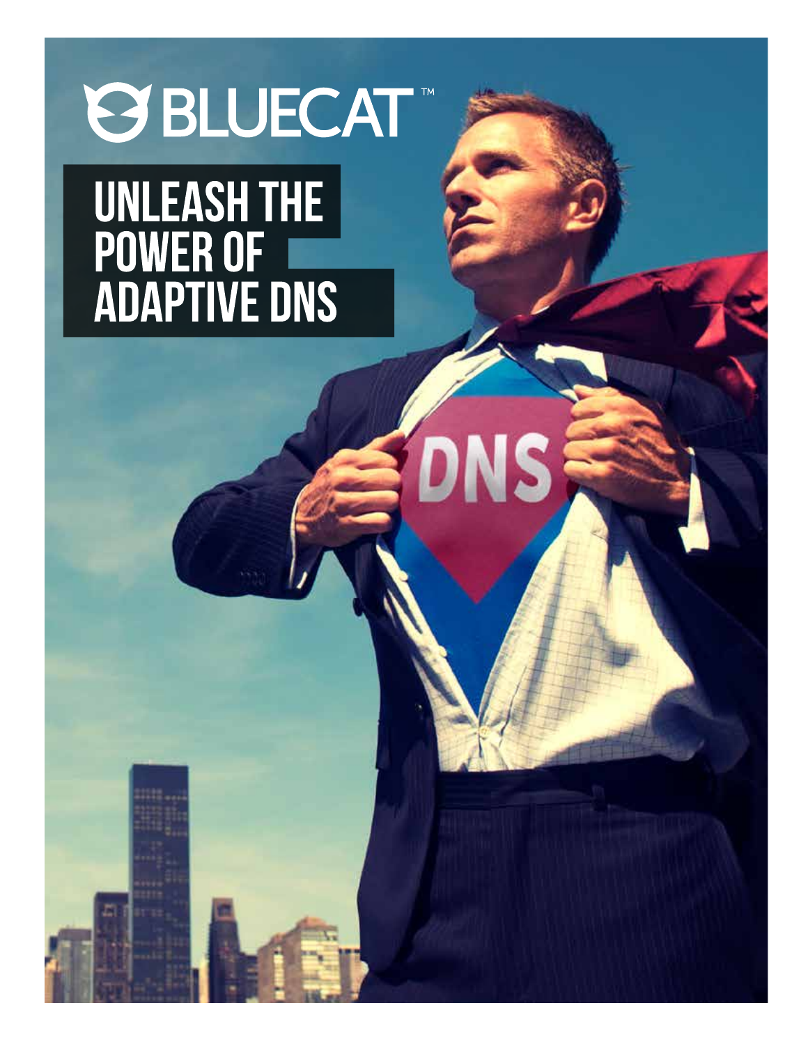BLUECAT™

# UNLEASH THE POWER OF ADAPTIVE DNS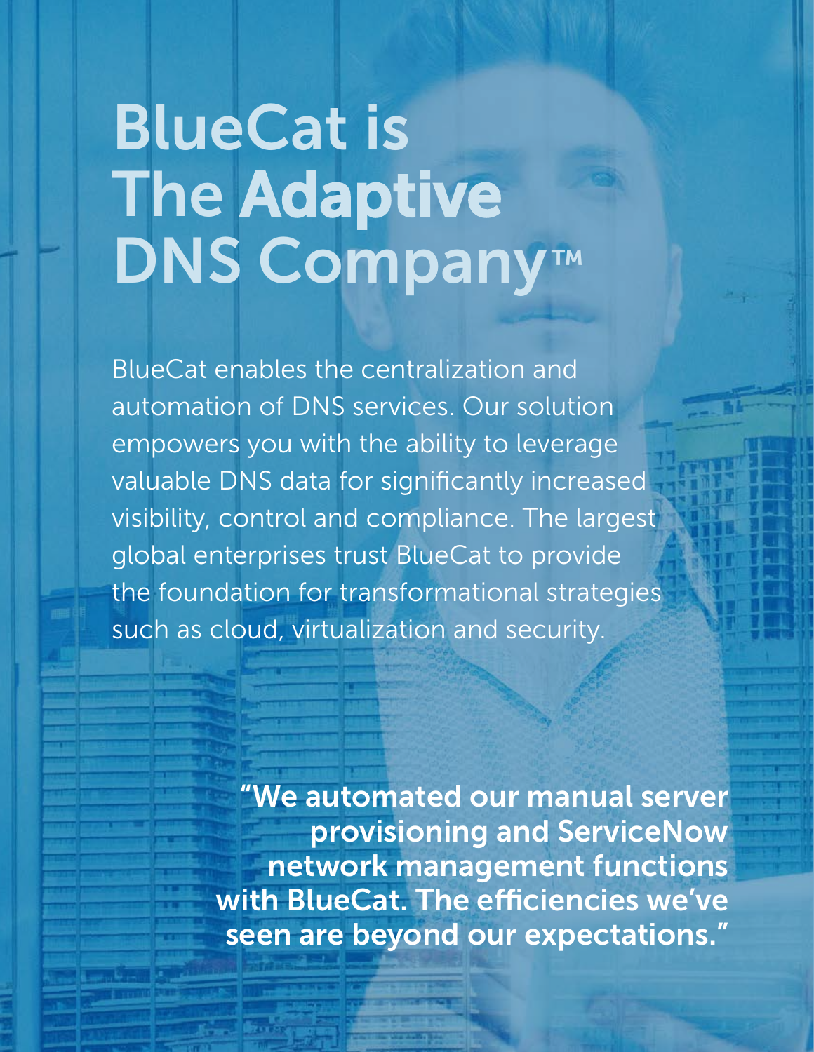# BlueCat is The Adaptive DNS Company™

BlueCat enables the centralization and automation of DNS services. Our solution empowers you with the ability to leverage valuable DNS data for significantly increased visibility, control and compliance. The largest global enterprises trust BlueCat to provide the foundation for transformational strategies such as cloud, virtualization and security.

**"We automated our manual server provisioning and ServiceNow network management functions with BlueCat. The efficiencies we've seen are beyond our expectations."**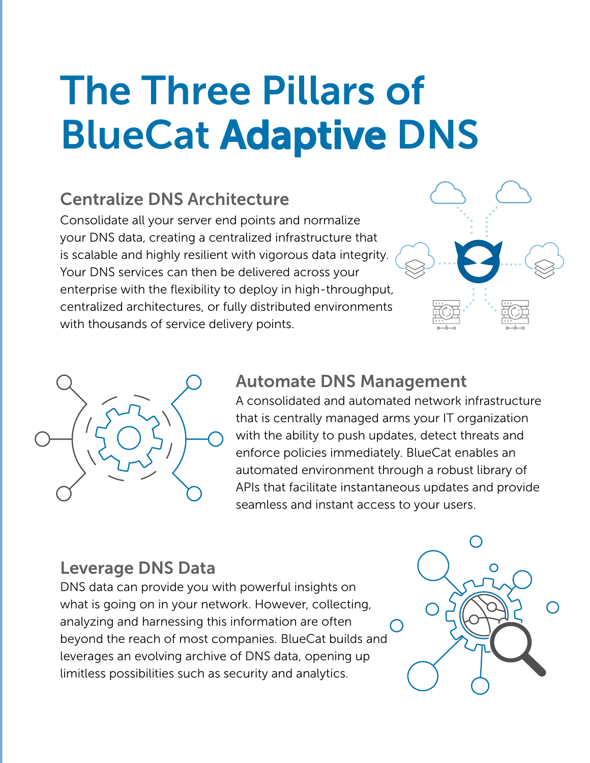# The Three Pillars of BlueCat **Adaptive** DNS

## Centralize DNS Architecture

Consolidate all your server end points and normalize your DNS data, creating a centralized infrastructure that is scalable and highly resilient with vigorous data integrity. Your DNS services can then be delivered across your enterprise with the flexibility to deploy in high-throughput, centralized architectures, or fully distributed environments with thousands of service delivery points.

## Automate DNS Management

A consolidated and automated network infrastructure that is centrally managed arms your IT organization with the ability to push updates, detect threats and enforce policies immediately. BlueCat enables an automated environment through a robust library of APIs that facilitate instantaneous updates and provide seamless and instant access to your users.

## Leverage DNS Data

DNS data can provide you with powerful insights on what is going on in your network. However, collecting, analyzing and harnessing this information are often beyond the reach of most companies. BlueCat builds and leverages an evolving archive of DNS data, opening up limitless possibilities such as security and analytics.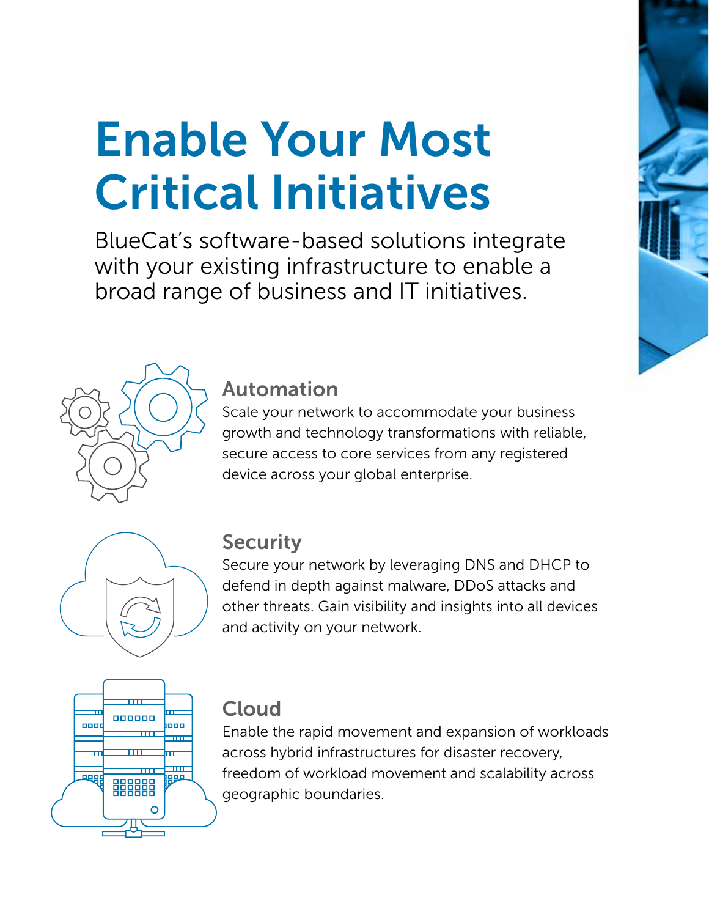# Enable Your Most Critical Initiatives

BlueCat's software-based solutions integrate with your existing infrastructure to enable a broad range of business and IT initiatives.

## Automation

Scale your network to accommodate your business growth and technology transformations with reliable, secure access to core services from any registered device across your global enterprise.

## Security

Secure your network by leveraging DNS and DHCP to defend in depth against malware, DDoS attacks and other threats. Gain visibility and insights into all devices and activity on your network.

## Cloud

Enable the rapid movement and expansion of workloads across hybrid infrastructures for disaster recovery, freedom of workload movement and scalability across geographic boundaries.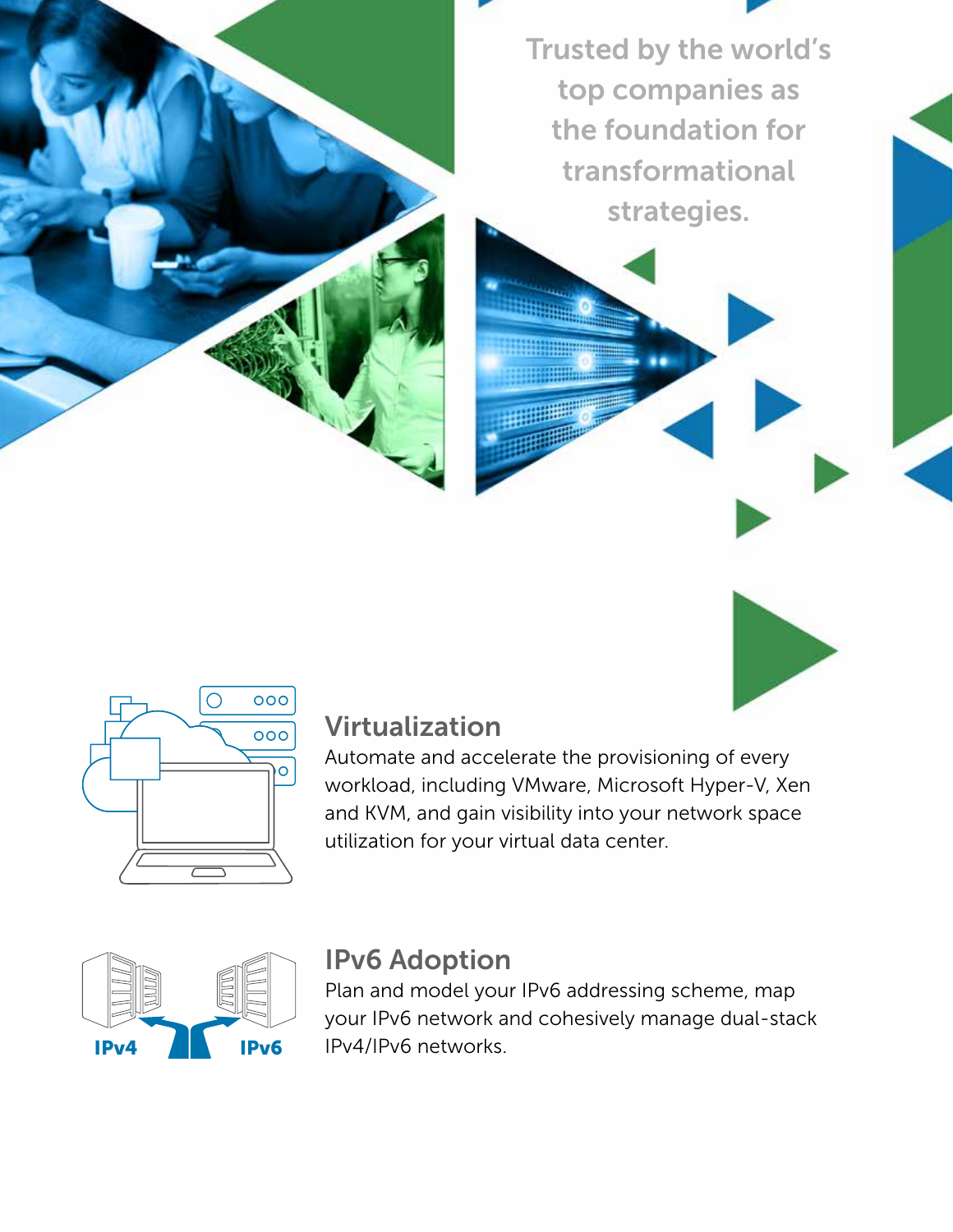Trusted by the world's top companies as the foundation for transformational strategies.

## Virtualization

Automate and accelerate the provisioning of every workload, including VMware, Microsoft Hyper-V, Xen and KVM, and gain visibility into your network space utilization for your virtual data center.

IPv4 IPv6

## IPv6 Adoption

Plan and model your IPv6 addressing scheme, map your IPv6 network and cohesively manage dual-stack IPv4/IPv6 networks.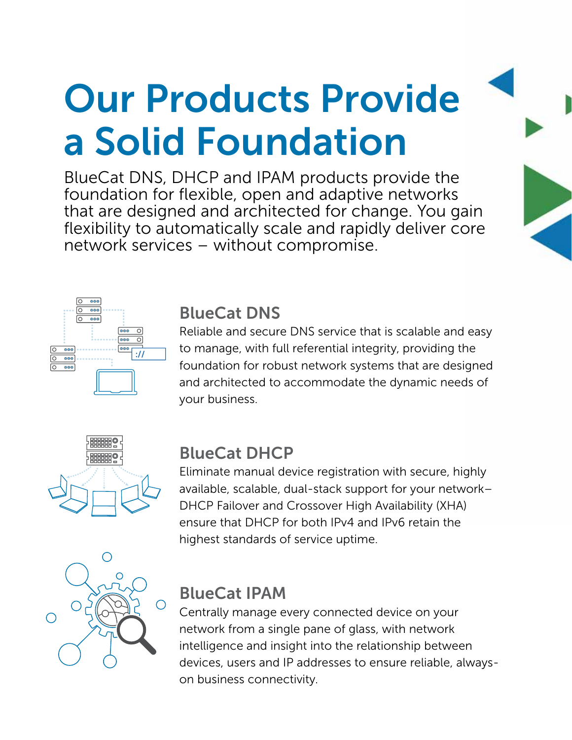# Our Products Provide a Solid Foundation

BlueCat DNS, DHCP and IPAM products provide the foundation for flexible, open and adaptive networks that are designed and architected for change. You gain flexibility to automatically scale and rapidly deliver core network services – without compromise.

## BlueCat DNS

Reliable and secure DNS service that is scalable and easy to manage, with full referential integrity, providing the foundation for robust network systems that are designed and architected to accommodate the dynamic needs of your business.

## BlueCat DHCP

Eliminate manual device registration with secure, highly available, scalable, dual-stack support for your network– DHCP Failover and Crossover High Availability (XHA) ensure that DHCP for both IPv4 and IPv6 retain the highest standards of service uptime.

## BlueCat IPAM

Centrally manage every connected device on your network from a single pane of glass, with network intelligence and insight into the relationship between devices, users and IP addresses to ensure reliable, always-on business connectivity.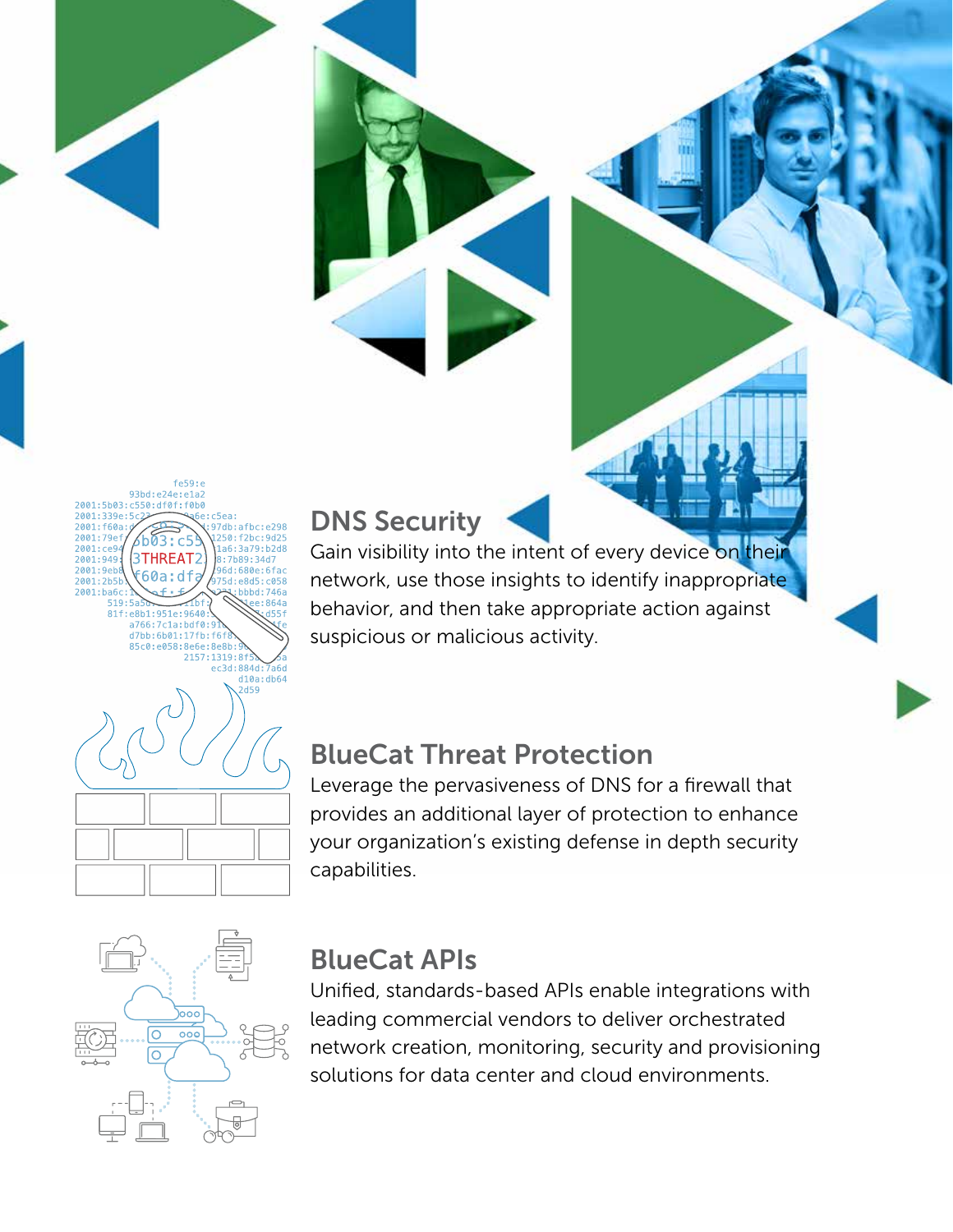## DNS Security

Gain visibility into the intent of every device on their network, use those insights to identify inappropriate behavior, and then take appropriate action against suspicious or malicious activity.

## BlueCat Threat Protection

Leverage the pervasiveness of DNS for a firewall that provides an additional layer of protection to enhance your organization's existing defense in depth security capabilities.

## BlueCat APIs

Unified, standards-based APIs enable integrations with leading commercial vendors to deliver orchestrated network creation, monitoring, security and provisioning solutions for data center and cloud environments.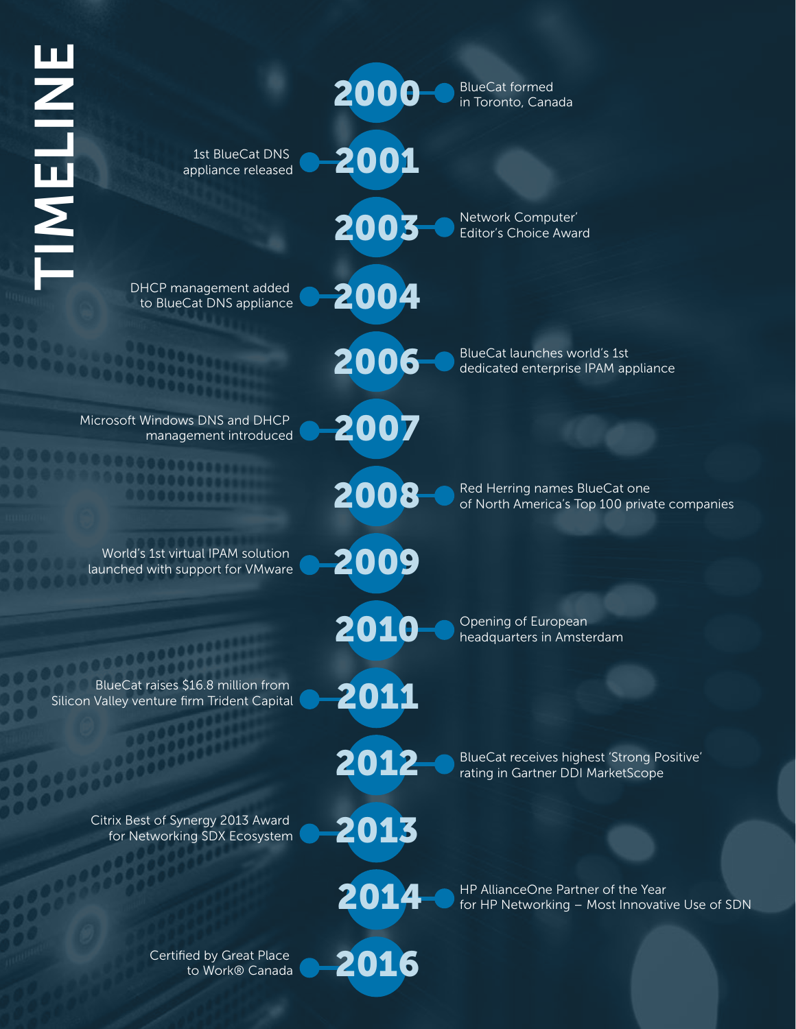# TIMELINE

**2000** BlueCat formed in Toronto, Canada

**2001** 1st BlueCat DNS appliance released

**2003** Network Computer' Editor's Choice Award

**2004** DHCP management added to BlueCat DNS appliance

**2006** BlueCat launches world's 1st dedicated enterprise IPAM appliance

**2007** Microsoft Windows DNS and DHCP management introduced

**2008** Red Herring names BlueCat one of North America's Top 100 private companies

**2009** World's 1st virtual IPAM solution launched with support for VMware

**2010** Opening of European headquarters in Amsterdam

**2011** BlueCat raises $16.8 million from Silicon Valley venture firm Trident Capital

**2012** BlueCat receives highest 'Strong Positive' rating in Gartner DDI MarketScope

**2013** Citrix Best of Synergy 2013 Award for Networking SDX Ecosystem

**2014** HP AllianceOne Partner of the Year for HP Networking – Most Innovative Use of SDN

**2016** Certified by Great Place to Work® Canada